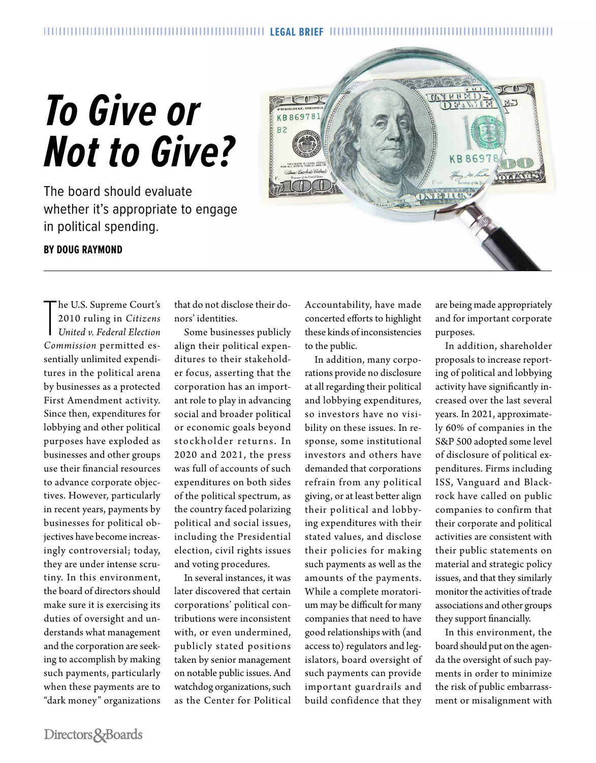LEGAL BRIEF

# *To Give or Not to Give?*

The board should evaluate whether it's appropriate to engage in political spending.

**BY DOUG RAYMOND**

The U.S. Supreme Court's 2010 ruling in *Citizens United v. Federal Election Commission* permitted essentially unlimited expenditures in the political arena by businesses as a protected First Amendment activity. Since then, expenditures for lobbying and other political purposes have exploded as businesses and other groups use their financial resources to advance corporate objectives. However, particularly in recent years, payments by businesses for political objectives have become increasingly controversial; today, they are under intense scrutiny. In this environment, the board of directors should make sure it is exercising its duties of oversight and understands what management and the corporation are seeking to accomplish by making such payments, particularly when these payments are to "dark money" organizations that do not disclose their donors' identities.

Some businesses publicly align their political expenditures to their stakeholder focus, asserting that the corporation has an important role to play in advancing social and broader political or economic goals beyond stockholder returns. In 2020 and 2021, the press was full of accounts of such expenditures on both sides of the political spectrum, as the country faced polarizing political and social issues, including the Presidential election, civil rights issues and voting procedures.

In several instances, it was later discovered that certain corporations' political contributions were inconsistent with, or even undermined, publicly stated positions taken by senior management on notable public issues. And watchdog organizations, such as the Center for Political Accountability, have made concerted efforts to highlight these kinds of inconsistencies to the public.

In addition, many corporations provide no disclosure at all regarding their political and lobbying expenditures, so investors have no visibility on these issues. In response, some institutional investors and others have demanded that corporations refrain from any political giving, or at least better align their political and lobbying expenditures with their stated values, and disclose their policies for making such payments as well as the amounts of the payments. While a complete moratorium may be difficult for many companies that need to have good relationships with (and access to) regulators and legislators, board oversight of such payments can provide important guardrails and build confidence that they are being made appropriately and for important corporate purposes.

In addition, shareholder proposals to increase reporting of political and lobbying activity have significantly increased over the last several years. In 2021, approximately 60% of companies in the S&P 500 adopted some level of disclosure of political expenditures. Firms including ISS, Vanguard and Blackrock have called on public companies to confirm that their corporate and political activities are consistent with their public statements on material and strategic policy issues, and that they similarly monitor the activities of trade associations and other groups they support financially.

In this environment, the board should put on the agenda the oversight of such payments in order to minimize the risk of public embarrassment or misalignment with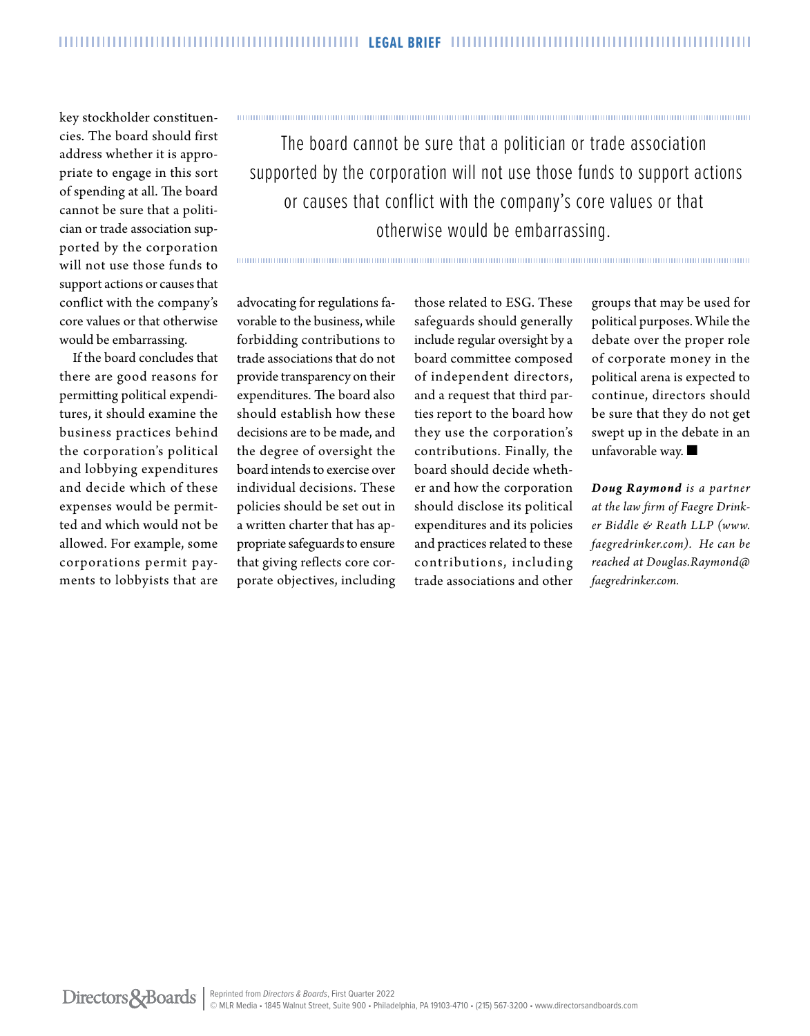key stockholder constituencies. The board should first address whether it is appropriate to engage in this sort of spending at all. The board cannot be sure that a politician or trade association supported by the corporation will not use those funds to support actions or causes that conflict with the company's core values or that otherwise would be embarrassing.

> The board cannot be sure that a politician or trade association supported by the corporation will not use those funds to support actions or causes that conflict with the company's core values or that otherwise would be embarrassing.

If the board concludes that there are good reasons for permitting political expenditures, it should examine the business practices behind the corporation's political and lobbying expenditures and decide which of these expenses would be permitted and which would not be allowed. For example, some corporations permit payments to lobbyists that are advocating for regulations favorable to the business, while forbidding contributions to trade associations that do not provide transparency on their expenditures. The board also should establish how these decisions are to be made, and the degree of oversight the board intends to exercise over individual decisions. These policies should be set out in a written charter that has appropriate safeguards to ensure that giving reflects core corporate objectives, including those related to ESG. These safeguards should generally include regular oversight by a board committee composed of independent directors, and a request that third parties report to the board how they use the corporation's contributions. Finally, the board should decide whether and how the corporation should disclose its political expenditures and its policies and practices related to these contributions, including trade associations and other groups that may be used for political purposes. While the debate over the proper role of corporate money in the political arena is expected to continue, directors should be sure that they do not get swept up in the debate in an unfavorable way. ■

***Doug Raymond** is a partner at the law firm of Faegre Drinker Biddle & Reath LLP (www.faegredrinker.com). He can be reached at Douglas.Raymond@faegredrinker.com.*